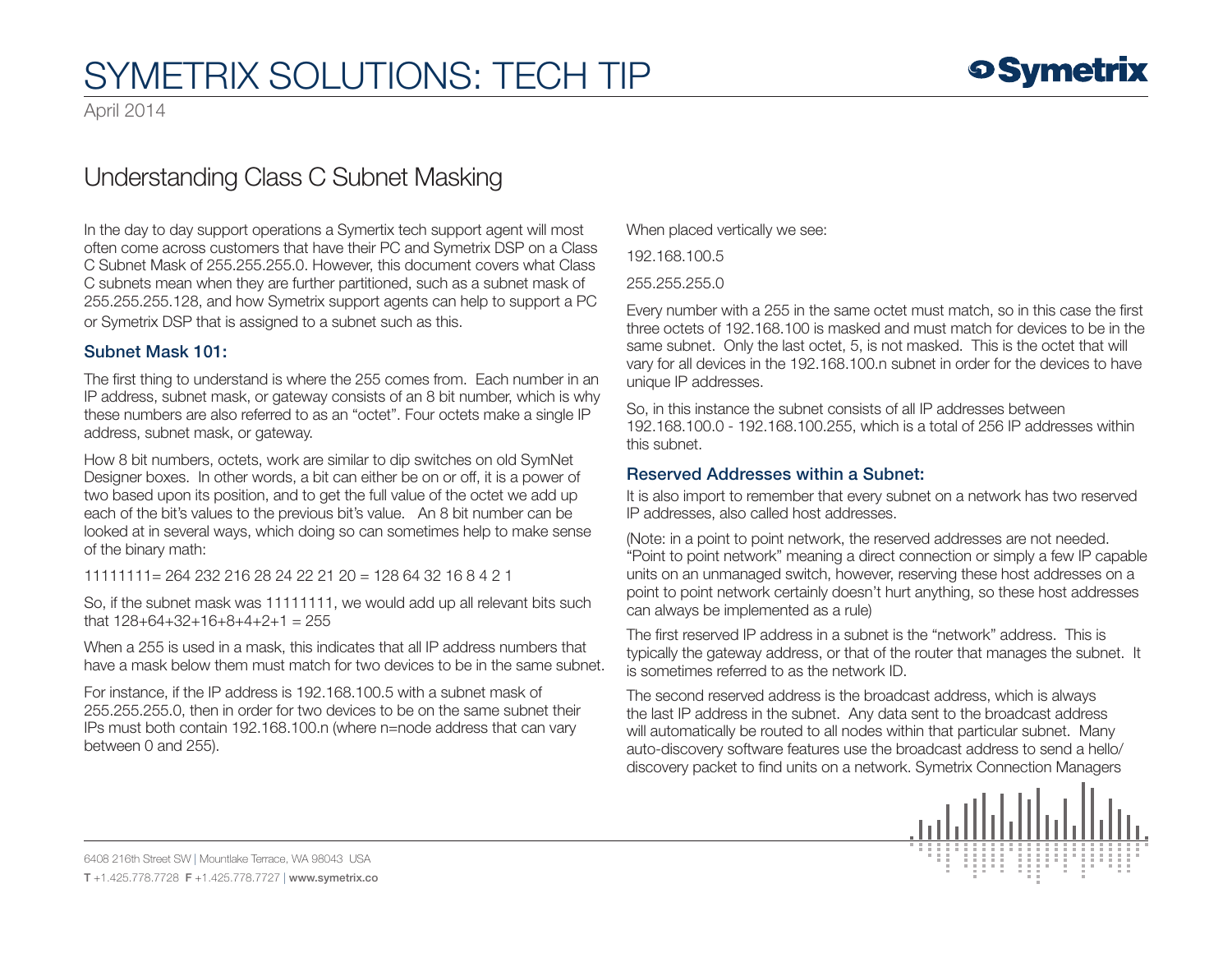# Understanding Class C Subnet Masking

In the day to day support operations a Symertix tech support agent will most often come across customers that have their PC and Symetrix DSP on a Class C Subnet Mask of 255.255.255.0. However, this document covers what Class C subnets mean when they are further partitioned, such as a subnet mask of 255.255.255.128, and how Symetrix support agents can help to support a PC or Symetrix DSP that is assigned to a subnet such as this.

## Subnet Mask 101:

The first thing to understand is where the 255 comes from. Each number in an IP address, subnet mask, or gateway consists of an 8 bit number, which is why these numbers are also referred to as an "octet". Four octets make a single IP address, subnet mask, or gateway.

How 8 bit numbers, octets, work are similar to dip switches on old SymNet Designer boxes. In other words, a bit can either be on or off, it is a power of two based upon its position, and to get the full value of the octet we add up each of the bit's values to the previous bit's value. An 8 bit number can be looked at in several ways, which doing so can sometimes help to make sense of the binary math:

11111111= 264 232 216 28 24 22 21 20 = 128 64 32 16 8 4 2 1

So, if the subnet mask was 11111111, we would add up all relevant bits such that 128+64+32+16+8+4+2+1 = 255

When a 255 is used in a mask, this indicates that all IP address numbers that have a mask below them must match for two devices to be in the same subnet.

For instance, if the IP address is 192.168.100.5 with a subnet mask of 255.255.255.0, then in order for two devices to be on the same subnet their IPs must both contain 192.168.100.n (where n=node address that can vary between 0 and 255).

When placed vertically we see:

192.168.100.5

255.255.255.0

Every number with a 255 in the same octet must match, so in this case the first three octets of 192.168.100 is masked and must match for devices to be in the same subnet. Only the last octet, 5, is not masked. This is the octet that will vary for all devices in the 192.168.100.n subnet in order for the devices to have unique IP addresses.

So, in this instance the subnet consists of all IP addresses between 192.168.100.0 - 192.168.100.255, which is a total of 256 IP addresses within this subnet.

## Reserved Addresses within a Subnet:

It is also import to remember that every subnet on a network has two reserved IP addresses, also called host addresses.

(Note: in a point to point network, the reserved addresses are not needed. "Point to point network" meaning a direct connection or simply a few IP capable units on an unmanaged switch, however, reserving these host addresses on a point to point network certainly doesn't hurt anything, so these host addresses can always be implemented as a rule)

The first reserved IP address in a subnet is the "network" address. This is typically the gateway address, or that of the router that manages the subnet. It is sometimes referred to as the network ID.

The second reserved address is the broadcast address, which is always the last IP address in the subnet. Any data sent to the broadcast address will automatically be routed to all nodes within that particular subnet. Many auto-discovery software features use the broadcast address to send a hello/discovery packet to find units on a network. Symetrix Connection Managers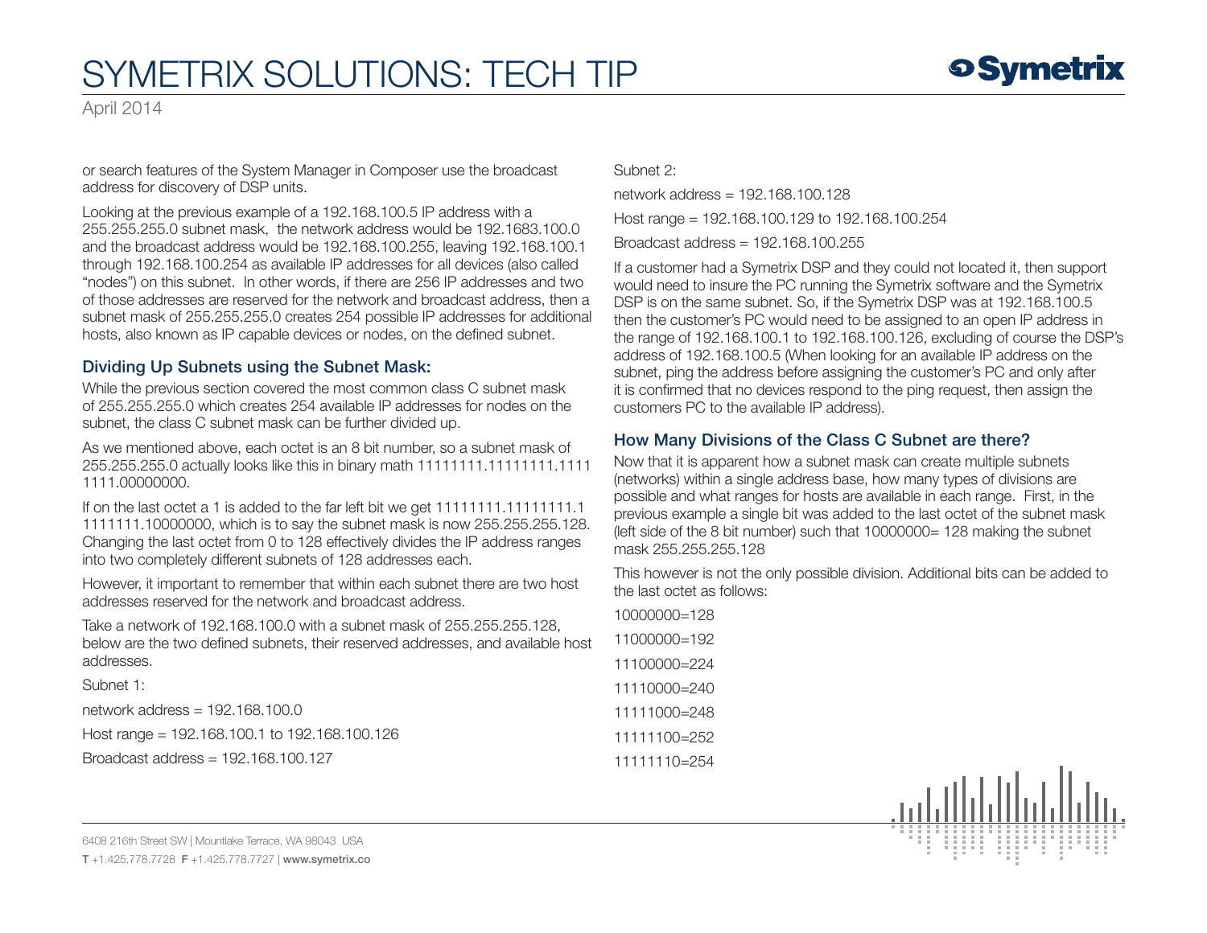or search features of the System Manager in Composer use the broadcast address for discovery of DSP units.

Looking at the previous example of a 192.168.100.5 IP address with a 255.255.255.0 subnet mask, the network address would be 192.1683.100.0 and the broadcast address would be 192.168.100.255, leaving 192.168.100.1 through 192.168.100.254 as available IP addresses for all devices (also called "nodes") on this subnet. In other words, if there are 256 IP addresses and two of those addresses are reserved for the network and broadcast address, then a subnet mask of 255.255.255.0 creates 254 possible IP addresses for additional hosts, also known as IP capable devices or nodes, on the defined subnet.

### Dividing Up Subnets using the Subnet Mask:

While the previous section covered the most common class C subnet mask of 255.255.255.0 which creates 254 available IP addresses for nodes on the subnet, the class C subnet mask can be further divided up.

As we mentioned above, each octet is an 8 bit number, so a subnet mask of 255.255.255.0 actually looks like this in binary math 11111111.11111111.11111111.00000000.

If on the last octet a 1 is added to the far left bit we get 11111111.11111111.11111111.10000000, which is to say the subnet mask is now 255.255.255.128. Changing the last octet from 0 to 128 effectively divides the IP address ranges into two completely different subnets of 128 addresses each.

However, it important to remember that within each subnet there are two host addresses reserved for the network and broadcast address.

Take a network of 192.168.100.0 with a subnet mask of 255.255.255.128, below are the two defined subnets, their reserved addresses, and available host addresses.

Subnet 1:

network address = 192.168.100.0

Host range = 192.168.100.1 to 192.168.100.126

Broadcast address = 192.168.100.127

Subnet 2:

network address = 192.168.100.128

Host range = 192.168.100.129 to 192.168.100.254

Broadcast address = 192.168.100.255

If a customer had a Symetrix DSP and they could not located it, then support would need to insure the PC running the Symetrix software and the Symetrix DSP is on the same subnet. So, if the Symetrix DSP was at 192.168.100.5 then the customer's PC would need to be assigned to an open IP address in the range of 192.168.100.1 to 192.168.100.126, excluding of course the DSP's address of 192.168.100.5 (When looking for an available IP address on the subnet, ping the address before assigning the customer's PC and only after it is confirmed that no devices respond to the ping request, then assign the customers PC to the available IP address).

### How Many Divisions of the Class C Subnet are there?

Now that it is apparent how a subnet mask can create multiple subnets (networks) within a single address base, how many types of divisions are possible and what ranges for hosts are available in each range. First, in the previous example a single bit was added to the last octet of the subnet mask (left side of the 8 bit number) such that 10000000= 128 making the subnet mask 255.255.255.128

This however is not the only possible division. Additional bits can be added to the last octet as follows:

10000000=128

11000000=192

11100000=224

11110000=240

11111000=248

11111100=252

11111110=254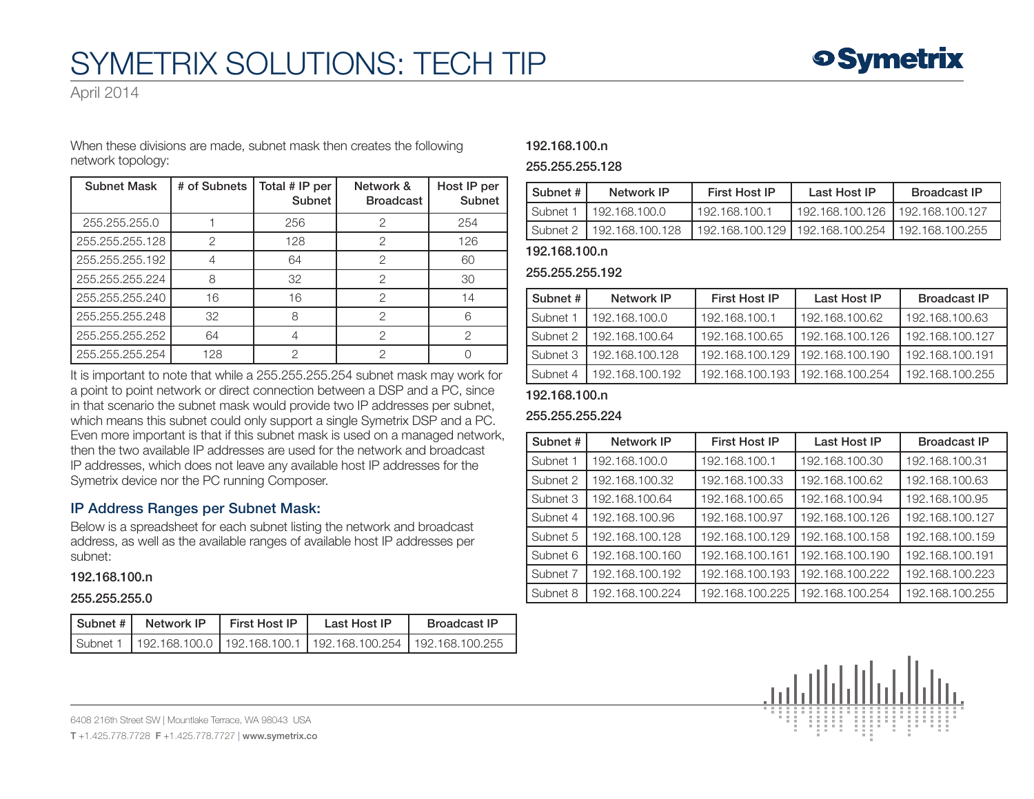When these divisions are made, subnet mask then creates the following network topology:

| Subnet Mask | # of Subnets | Total # IP per Subnet | Network & Broadcast | Host IP per Subnet |
|---|---|---|---|---|
| 255.255.255.0 | 1 | 256 | 2 | 254 |
| 255.255.255.128 | 2 | 128 | 2 | 126 |
| 255.255.255.192 | 4 | 64 | 2 | 60 |
| 255.255.255.224 | 8 | 32 | 2 | 30 |
| 255.255.255.240 | 16 | 16 | 2 | 14 |
| 255.255.255.248 | 32 | 8 | 2 | 6 |
| 255.255.255.252 | 64 | 4 | 2 | 2 |
| 255.255.255.254 | 128 | 2 | 2 | 0 |

It is important to note that while a 255.255.255.254 subnet mask may work for a point to point network or direct connection between a DSP and a PC, since in that scenario the subnet mask would provide two IP addresses per subnet, which means this subnet could only support a single Symetrix DSP and a PC. Even more important is that if this subnet mask is used on a managed network, then the two available IP addresses are used for the network and broadcast IP addresses, which does not leave any available host IP addresses for the Symetrix device nor the PC running Composer.

## IP Address Ranges per Subnet Mask:

Below is a spreadsheet for each subnet listing the network and broadcast address, as well as the available ranges of available host IP addresses per subnet:

**192.168.100.n**

**255.255.255.0**

| Subnet # | Network IP | First Host IP | Last Host IP | Broadcast IP |
|---|---|---|---|---|
| Subnet 1 | 192.168.100.0 | 192.168.100.1 | 192.168.100.254 | 192.168.100.255 |

**192.168.100.n**

**255.255.255.128**

| Subnet # | Network IP | First Host IP | Last Host IP | Broadcast IP |
|---|---|---|---|---|
| Subnet 1 | 192.168.100.0 | 192.168.100.1 | 192.168.100.126 | 192.168.100.127 |
| Subnet 2 | 192.168.100.128 | 192.168.100.129 | 192.168.100.254 | 192.168.100.255 |

**192.168.100.n**

**255.255.255.192**

| Subnet # | Network IP | First Host IP | Last Host IP | Broadcast IP |
|---|---|---|---|---|
| Subnet 1 | 192.168.100.0 | 192.168.100.1 | 192.168.100.62 | 192.168.100.63 |
| Subnet 2 | 192.168.100.64 | 192.168.100.65 | 192.168.100.126 | 192.168.100.127 |
| Subnet 3 | 192.168.100.128 | 192.168.100.129 | 192.168.100.190 | 192.168.100.191 |
| Subnet 4 | 192.168.100.192 | 192.168.100.193 | 192.168.100.254 | 192.168.100.255 |

**192.168.100.n**

**255.255.255.224**

| Subnet # | Network IP | First Host IP | Last Host IP | Broadcast IP |
|---|---|---|---|---|
| Subnet 1 | 192.168.100.0 | 192.168.100.1 | 192.168.100.30 | 192.168.100.31 |
| Subnet 2 | 192.168.100.32 | 192.168.100.33 | 192.168.100.62 | 192.168.100.63 |
| Subnet 3 | 192.168.100.64 | 192.168.100.65 | 192.168.100.94 | 192.168.100.95 |
| Subnet 4 | 192.168.100.96 | 192.168.100.97 | 192.168.100.126 | 192.168.100.127 |
| Subnet 5 | 192.168.100.128 | 192.168.100.129 | 192.168.100.158 | 192.168.100.159 |
| Subnet 6 | 192.168.100.160 | 192.168.100.161 | 192.168.100.190 | 192.168.100.191 |
| Subnet 7 | 192.168.100.192 | 192.168.100.193 | 192.168.100.222 | 192.168.100.223 |
| Subnet 8 | 192.168.100.224 | 192.168.100.225 | 192.168.100.254 | 192.168.100.255 |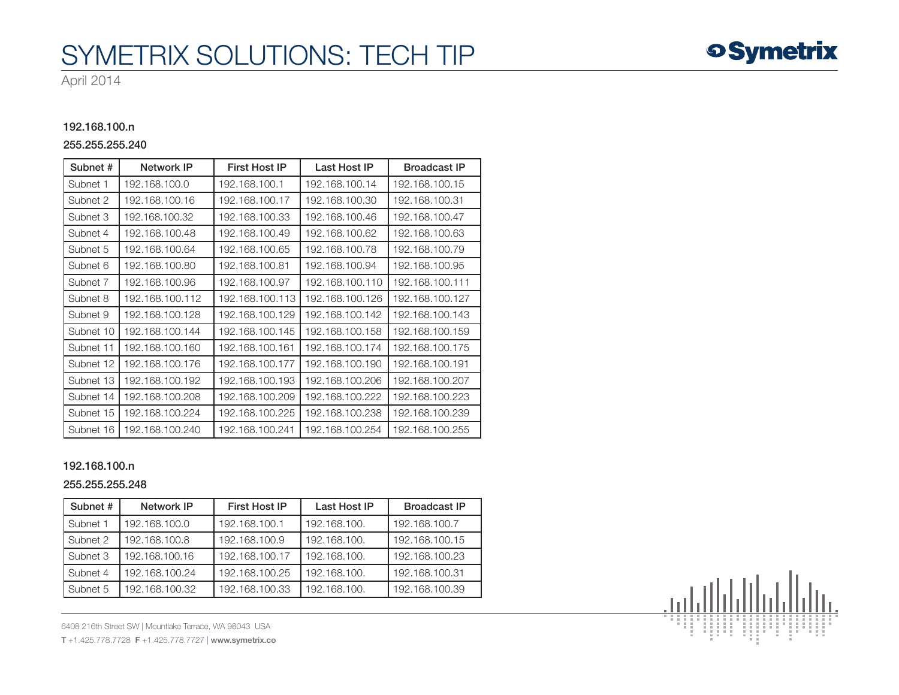**192.168.100.n**

**255.255.255.240**

| Subnet # | Network IP | First Host IP | Last Host IP | Broadcast IP |
|---|---|---|---|---|
| Subnet 1 | 192.168.100.0 | 192.168.100.1 | 192.168.100.14 | 192.168.100.15 |
| Subnet 2 | 192.168.100.16 | 192.168.100.17 | 192.168.100.30 | 192.168.100.31 |
| Subnet 3 | 192.168.100.32 | 192.168.100.33 | 192.168.100.46 | 192.168.100.47 |
| Subnet 4 | 192.168.100.48 | 192.168.100.49 | 192.168.100.62 | 192.168.100.63 |
| Subnet 5 | 192.168.100.64 | 192.168.100.65 | 192.168.100.78 | 192.168.100.79 |
| Subnet 6 | 192.168.100.80 | 192.168.100.81 | 192.168.100.94 | 192.168.100.95 |
| Subnet 7 | 192.168.100.96 | 192.168.100.97 | 192.168.100.110 | 192.168.100.111 |
| Subnet 8 | 192.168.100.112 | 192.168.100.113 | 192.168.100.126 | 192.168.100.127 |
| Subnet 9 | 192.168.100.128 | 192.168.100.129 | 192.168.100.142 | 192.168.100.143 |
| Subnet 10 | 192.168.100.144 | 192.168.100.145 | 192.168.100.158 | 192.168.100.159 |
| Subnet 11 | 192.168.100.160 | 192.168.100.161 | 192.168.100.174 | 192.168.100.175 |
| Subnet 12 | 192.168.100.176 | 192.168.100.177 | 192.168.100.190 | 192.168.100.191 |
| Subnet 13 | 192.168.100.192 | 192.168.100.193 | 192.168.100.206 | 192.168.100.207 |
| Subnet 14 | 192.168.100.208 | 192.168.100.209 | 192.168.100.222 | 192.168.100.223 |
| Subnet 15 | 192.168.100.224 | 192.168.100.225 | 192.168.100.238 | 192.168.100.239 |
| Subnet 16 | 192.168.100.240 | 192.168.100.241 | 192.168.100.254 | 192.168.100.255 |

**192.168.100.n**

**255.255.255.248**

| Subnet # | Network IP | First Host IP | Last Host IP | Broadcast IP |
|---|---|---|---|---|
| Subnet 1 | 192.168.100.0 | 192.168.100.1 | 192.168.100. | 192.168.100.7 |
| Subnet 2 | 192.168.100.8 | 192.168.100.9 | 192.168.100. | 192.168.100.15 |
| Subnet 3 | 192.168.100.16 | 192.168.100.17 | 192.168.100. | 192.168.100.23 |
| Subnet 4 | 192.168.100.24 | 192.168.100.25 | 192.168.100. | 192.168.100.31 |
| Subnet 5 | 192.168.100.32 | 192.168.100.33 | 192.168.100. | 192.168.100.39 |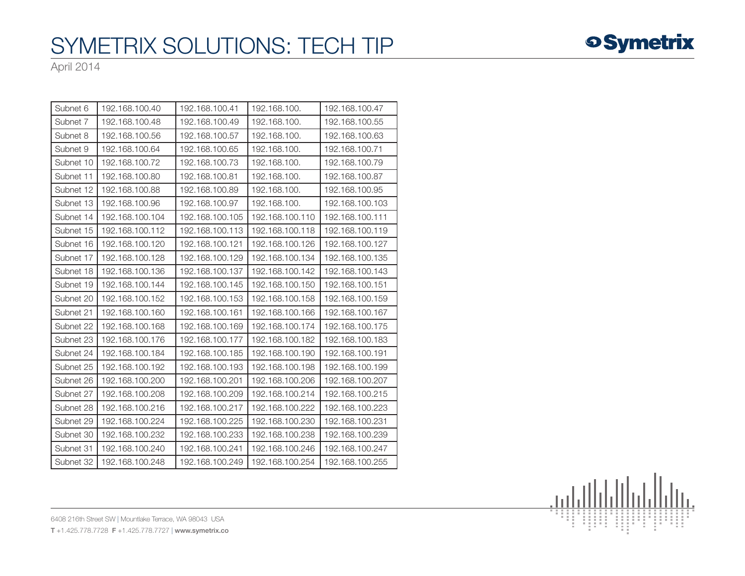| Subnet 6 | 192.168.100.40 | 192.168.100.41 | 192.168.100. | 192.168.100.47 |
|---|---|---|---|---|
| Subnet 7 | 192.168.100.48 | 192.168.100.49 | 192.168.100. | 192.168.100.55 |
| Subnet 8 | 192.168.100.56 | 192.168.100.57 | 192.168.100. | 192.168.100.63 |
| Subnet 9 | 192.168.100.64 | 192.168.100.65 | 192.168.100. | 192.168.100.71 |
| Subnet 10 | 192.168.100.72 | 192.168.100.73 | 192.168.100. | 192.168.100.79 |
| Subnet 11 | 192.168.100.80 | 192.168.100.81 | 192.168.100. | 192.168.100.87 |
| Subnet 12 | 192.168.100.88 | 192.168.100.89 | 192.168.100. | 192.168.100.95 |
| Subnet 13 | 192.168.100.96 | 192.168.100.97 | 192.168.100. | 192.168.100.103 |
| Subnet 14 | 192.168.100.104 | 192.168.100.105 | 192.168.100.110 | 192.168.100.111 |
| Subnet 15 | 192.168.100.112 | 192.168.100.113 | 192.168.100.118 | 192.168.100.119 |
| Subnet 16 | 192.168.100.120 | 192.168.100.121 | 192.168.100.126 | 192.168.100.127 |
| Subnet 17 | 192.168.100.128 | 192.168.100.129 | 192.168.100.134 | 192.168.100.135 |
| Subnet 18 | 192.168.100.136 | 192.168.100.137 | 192.168.100.142 | 192.168.100.143 |
| Subnet 19 | 192.168.100.144 | 192.168.100.145 | 192.168.100.150 | 192.168.100.151 |
| Subnet 20 | 192.168.100.152 | 192.168.100.153 | 192.168.100.158 | 192.168.100.159 |
| Subnet 21 | 192.168.100.160 | 192.168.100.161 | 192.168.100.166 | 192.168.100.167 |
| Subnet 22 | 192.168.100.168 | 192.168.100.169 | 192.168.100.174 | 192.168.100.175 |
| Subnet 23 | 192.168.100.176 | 192.168.100.177 | 192.168.100.182 | 192.168.100.183 |
| Subnet 24 | 192.168.100.184 | 192.168.100.185 | 192.168.100.190 | 192.168.100.191 |
| Subnet 25 | 192.168.100.192 | 192.168.100.193 | 192.168.100.198 | 192.168.100.199 |
| Subnet 26 | 192.168.100.200 | 192.168.100.201 | 192.168.100.206 | 192.168.100.207 |
| Subnet 27 | 192.168.100.208 | 192.168.100.209 | 192.168.100.214 | 192.168.100.215 |
| Subnet 28 | 192.168.100.216 | 192.168.100.217 | 192.168.100.222 | 192.168.100.223 |
| Subnet 29 | 192.168.100.224 | 192.168.100.225 | 192.168.100.230 | 192.168.100.231 |
| Subnet 30 | 192.168.100.232 | 192.168.100.233 | 192.168.100.238 | 192.168.100.239 |
| Subnet 31 | 192.168.100.240 | 192.168.100.241 | 192.168.100.246 | 192.168.100.247 |
| Subnet 32 | 192.168.100.248 | 192.168.100.249 | 192.168.100.254 | 192.168.100.255 |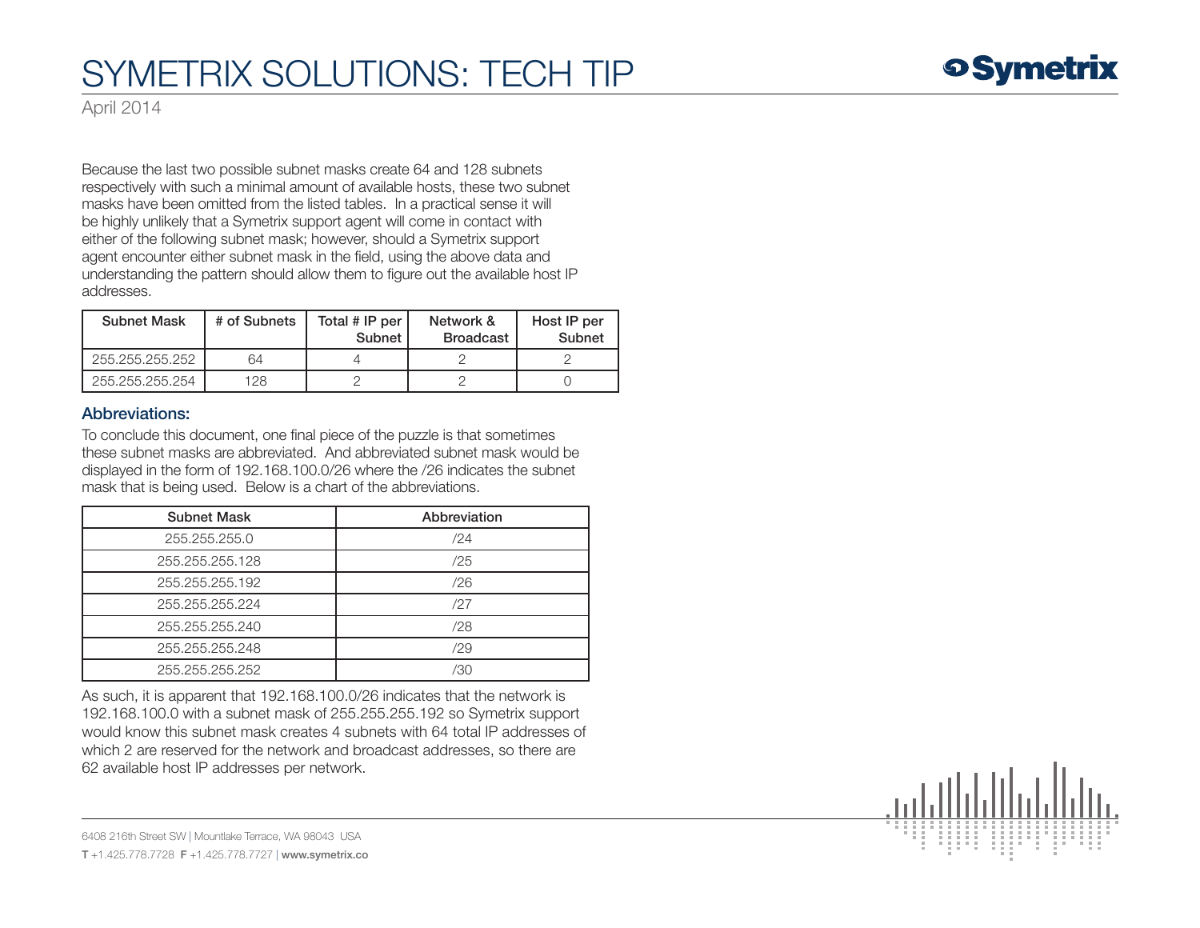Because the last two possible subnet masks create 64 and 128 subnets respectively with such a minimal amount of available hosts, these two subnet masks have been omitted from the listed tables. In a practical sense it will be highly unlikely that a Symetrix support agent will come in contact with either of the following subnet mask; however, should a Symetrix support agent encounter either subnet mask in the field, using the above data and understanding the pattern should allow them to figure out the available host IP addresses.

| Subnet Mask | # of Subnets | Total # IP per Subnet | Network & Broadcast | Host IP per Subnet |
|---|---|---|---|---|
| 255.255.255.252 | 64 | 4 | 2 | 2 |
| 255.255.255.254 | 128 | 2 | 2 | 0 |

### Abbreviations:

To conclude this document, one final piece of the puzzle is that sometimes these subnet masks are abbreviated. And abbreviated subnet mask would be displayed in the form of 192.168.100.0/26 where the /26 indicates the subnet mask that is being used. Below is a chart of the abbreviations.

| Subnet Mask | Abbreviation |
|---|---|
| 255.255.255.0 | /24 |
| 255.255.255.128 | /25 |
| 255.255.255.192 | /26 |
| 255.255.255.224 | /27 |
| 255.255.255.240 | /28 |
| 255.255.255.248 | /29 |
| 255.255.255.252 | /30 |

As such, it is apparent that 192.168.100.0/26 indicates that the network is 192.168.100.0 with a subnet mask of 255.255.255.192 so Symetrix support would know this subnet mask creates 4 subnets with 64 total IP addresses of which 2 are reserved for the network and broadcast addresses, so there are 62 available host IP addresses per network.